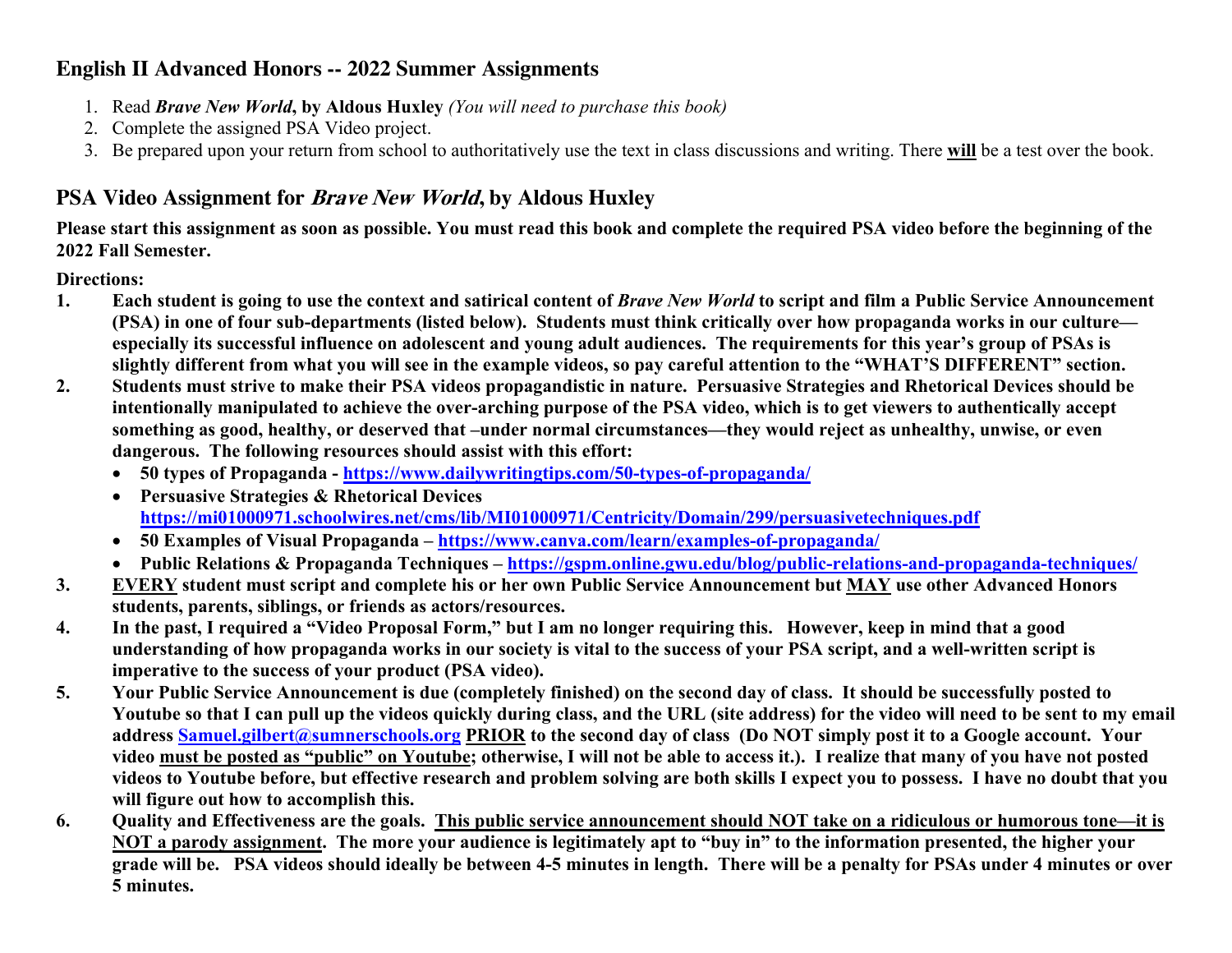## English II Advanced Honors -- 2022 Summer Assignments

1. Read ***Brave New World*****, by Aldous Huxley** *(You will need to purchase this book)*
2. Complete the assigned PSA Video project.
3. Be prepared upon your return from school to authoritatively use the text in class discussions and writing. There **will** be a test over the book.

## PSA Video Assignment for *Brave New World*, by Aldous Huxley

**Please start this assignment as soon as possible. You must read this book and complete the required PSA video before the beginning of the 2022 Fall Semester.**

**Directions:**

1. **Each student is going to use the context and satirical content of *Brave New World* to script and film a Public Service Announcement (PSA) in one of four sub-departments (listed below). Students must think critically over how propaganda works in our culture—especially its successful influence on adolescent and young adult audiences. The requirements for this year's group of PSAs is slightly different from what you will see in the example videos, so pay careful attention to the "WHAT'S DIFFERENT" section.**
2. **Students must strive to make their PSA videos propagandistic in nature. Persuasive Strategies and Rhetorical Devices should be intentionally manipulated to achieve the over-arching purpose of the PSA video, which is to get viewers to authentically accept something as good, healthy, or deserved that –under normal circumstances—they would reject as unhealthy, unwise, or even dangerous. The following resources should assist with this effort:**
   - **50 types of Propaganda - https://www.dailywritingtips.com/50-types-of-propaganda/**
   - **Persuasive Strategies & Rhetorical Devices https://mi01000971.schoolwires.net/cms/lib/MI01000971/Centricity/Domain/299/persuasivetechniques.pdf**
   - **50 Examples of Visual Propaganda – https://www.canva.com/learn/examples-of-propaganda/**
   - **Public Relations & Propaganda Techniques – https://gspm.online.gwu.edu/blog/public-relations-and-propaganda-techniques/**
3. **EVERY student must script and complete his or her own Public Service Announcement but MAY use other Advanced Honors students, parents, siblings, or friends as actors/resources.**
4. **In the past, I required a "Video Proposal Form," but I am no longer requiring this. However, keep in mind that a good understanding of how propaganda works in our society is vital to the success of your PSA script, and a well-written script is imperative to the success of your product (PSA video).**
5. **Your Public Service Announcement is due (completely finished) on the second day of class. It should be successfully posted to Youtube so that I can pull up the videos quickly during class, and the URL (site address) for the video will need to be sent to my email address Samuel.gilbert@sumnerschools.org PRIOR to the second day of class (Do NOT simply post it to a Google account. Your video must be posted as "public" on Youtube; otherwise, I will not be able to access it.). I realize that many of you have not posted videos to Youtube before, but effective research and problem solving are both skills I expect you to possess. I have no doubt that you will figure out how to accomplish this.**
6. **Quality and Effectiveness are the goals. This public service announcement should NOT take on a ridiculous or humorous tone—it is NOT a parody assignment. The more your audience is legitimately apt to "buy in" to the information presented, the higher your grade will be. PSA videos should ideally be between 4-5 minutes in length. There will be a penalty for PSAs under 4 minutes or over 5 minutes.**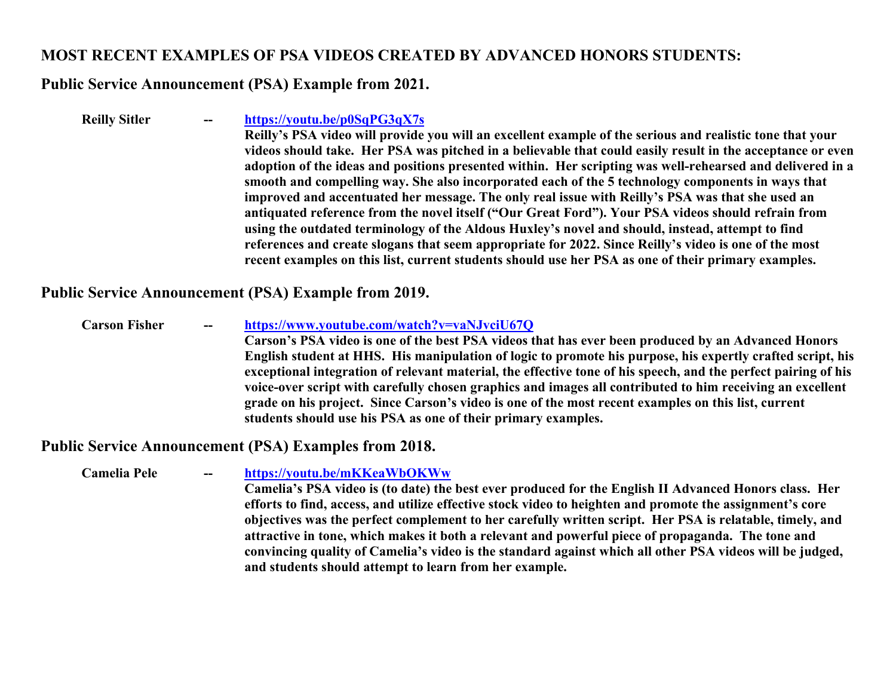## MOST RECENT EXAMPLES OF PSA VIDEOS CREATED BY ADVANCED HONORS STUDENTS:

### Public Service Announcement (PSA) Example from 2021.

**Reilly Sitler** -- **https://youtu.be/p0SqPG3qX7s**

**Reilly's PSA video will provide you will an excellent example of the serious and realistic tone that your videos should take. Her PSA was pitched in a believable that could easily result in the acceptance or even adoption of the ideas and positions presented within. Her scripting was well-rehearsed and delivered in a smooth and compelling way. She also incorporated each of the 5 technology components in ways that improved and accentuated her message. The only real issue with Reilly's PSA was that she used an antiquated reference from the novel itself ("Our Great Ford"). Your PSA videos should refrain from using the outdated terminology of the Aldous Huxley's novel and should, instead, attempt to find references and create slogans that seem appropriate for 2022. Since Reilly's video is one of the most recent examples on this list, current students should use her PSA as one of their primary examples.**

### Public Service Announcement (PSA) Example from 2019.

**Carson Fisher** -- **https://www.youtube.com/watch?v=vaNJvciU67Q**

**Carson's PSA video is one of the best PSA videos that has ever been produced by an Advanced Honors English student at HHS. His manipulation of logic to promote his purpose, his expertly crafted script, his exceptional integration of relevant material, the effective tone of his speech, and the perfect pairing of his voice-over script with carefully chosen graphics and images all contributed to him receiving an excellent grade on his project. Since Carson's video is one of the most recent examples on this list, current students should use his PSA as one of their primary examples.**

### Public Service Announcement (PSA) Examples from 2018.

**Camelia Pele** -- **https://youtu.be/mKKeaWbOKWw**

**Camelia's PSA video is (to date) the best ever produced for the English II Advanced Honors class. Her efforts to find, access, and utilize effective stock video to heighten and promote the assignment's core objectives was the perfect complement to her carefully written script. Her PSA is relatable, timely, and attractive in tone, which makes it both a relevant and powerful piece of propaganda. The tone and convincing quality of Camelia's video is the standard against which all other PSA videos will be judged, and students should attempt to learn from her example.**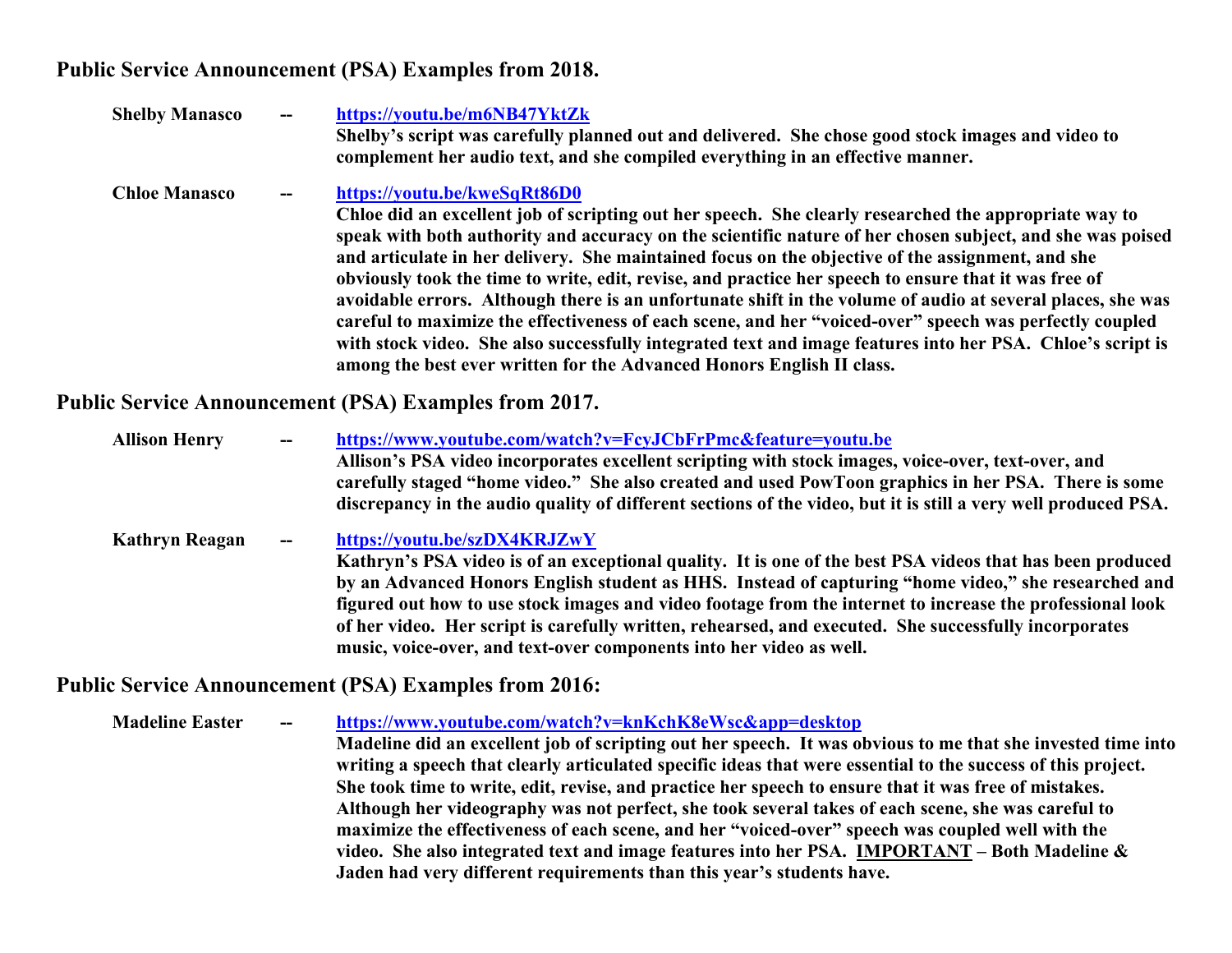## Public Service Announcement (PSA) Examples from 2018.

**Shelby Manasco** -- **https://youtu.be/m6NB47YktZk**
**Shelby's script was carefully planned out and delivered. She chose good stock images and video to complement her audio text, and she compiled everything in an effective manner.**

**Chloe Manasco** -- **https://youtu.be/kweSqRt86D0**
**Chloe did an excellent job of scripting out her speech. She clearly researched the appropriate way to speak with both authority and accuracy on the scientific nature of her chosen subject, and she was poised and articulate in her delivery. She maintained focus on the objective of the assignment, and she obviously took the time to write, edit, revise, and practice her speech to ensure that it was free of avoidable errors. Although there is an unfortunate shift in the volume of audio at several places, she was careful to maximize the effectiveness of each scene, and her "voiced-over" speech was perfectly coupled with stock video. She also successfully integrated text and image features into her PSA. Chloe's script is among the best ever written for the Advanced Honors English II class.**

## Public Service Announcement (PSA) Examples from 2017.

**Allison Henry** -- **https://www.youtube.com/watch?v=FcyJCbFrPmc&feature=youtu.be**
**Allison's PSA video incorporates excellent scripting with stock images, voice-over, text-over, and carefully staged "home video." She also created and used PowToon graphics in her PSA. There is some discrepancy in the audio quality of different sections of the video, but it is still a very well produced PSA.**

**Kathryn Reagan** -- **https://youtu.be/szDX4KRJZwY**
**Kathryn's PSA video is of an exceptional quality. It is one of the best PSA videos that has been produced by an Advanced Honors English student as HHS. Instead of capturing "home video," she researched and figured out how to use stock images and video footage from the internet to increase the professional look of her video. Her script is carefully written, rehearsed, and executed. She successfully incorporates music, voice-over, and text-over components into her video as well.**

## Public Service Announcement (PSA) Examples from 2016:

**Madeline Easter** -- **https://www.youtube.com/watch?v=knKchK8eWsc&app=desktop**
**Madeline did an excellent job of scripting out her speech. It was obvious to me that she invested time into writing a speech that clearly articulated specific ideas that were essential to the success of this project. She took time to write, edit, revise, and practice her speech to ensure that it was free of mistakes. Although her videography was not perfect, she took several takes of each scene, she was careful to maximize the effectiveness of each scene, and her "voiced-over" speech was coupled well with the video. She also integrated text and image features into her PSA. <u>IMPORTANT</u> – Both Madeline & Jaden had very different requirements than this year's students have.**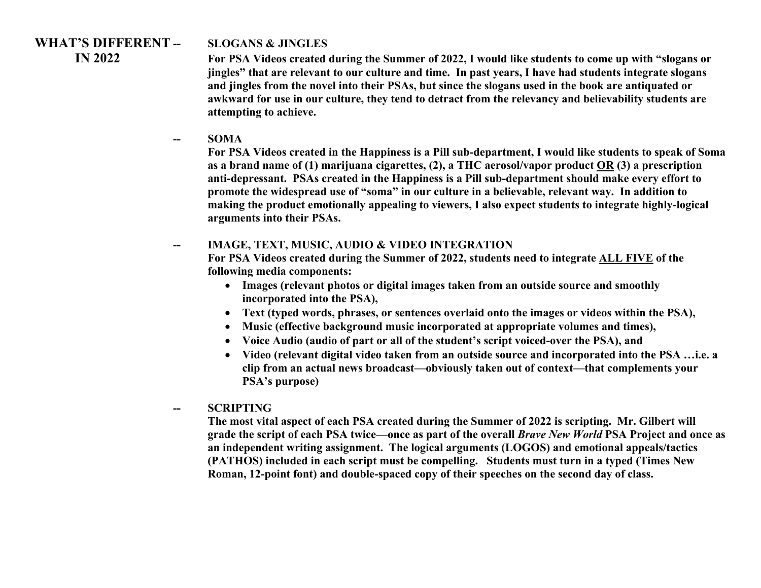## WHAT'S DIFFERENT IN 2022

**-- SLOGANS & JINGLES**

**For PSA Videos created during the Summer of 2022, I would like students to come up with "slogans or jingles" that are relevant to our culture and time. In past years, I have had students integrate slogans and jingles from the novel into their PSAs, but since the slogans used in the book are antiquated or awkward for use in our culture, they tend to detract from the relevancy and believability students are attempting to achieve.**

**-- SOMA**

**For PSA Videos created in the Happiness is a Pill sub-department, I would like students to speak of Soma as a brand name of (1) marijuana cigarettes, (2), a THC aerosol/vapor product <u>OR</u> (3) a prescription anti-depressant. PSAs created in the Happiness is a Pill sub-department should make every effort to promote the widespread use of "soma" in our culture in a believable, relevant way. In addition to making the product emotionally appealing to viewers, I also expect students to integrate highly-logical arguments into their PSAs.**

**-- IMAGE, TEXT, MUSIC, AUDIO & VIDEO INTEGRATION**

**For PSA Videos created during the Summer of 2022, students need to integrate <u>ALL FIVE</u> of the following media components:**

- **Images (relevant photos or digital images taken from an outside source and smoothly incorporated into the PSA),**
- **Text (typed words, phrases, or sentences overlaid onto the images or videos within the PSA),**
- **Music (effective background music incorporated at appropriate volumes and times),**
- **Voice Audio (audio of part or all of the student's script voiced-over the PSA), and**
- **Video (relevant digital video taken from an outside source and incorporated into the PSA …i.e. a clip from an actual news broadcast—obviously taken out of context—that complements your PSA's purpose)**

**-- SCRIPTING**

**The most vital aspect of each PSA created during the Summer of 2022 is scripting. Mr. Gilbert will grade the script of each PSA twice—once as part of the overall *Brave New World* PSA Project and once as an independent writing assignment. The logical arguments (LOGOS) and emotional appeals/tactics (PATHOS) included in each script must be compelling. Students must turn in a typed (Times New Roman, 12-point font) and double-spaced copy of their speeches on the second day of class.**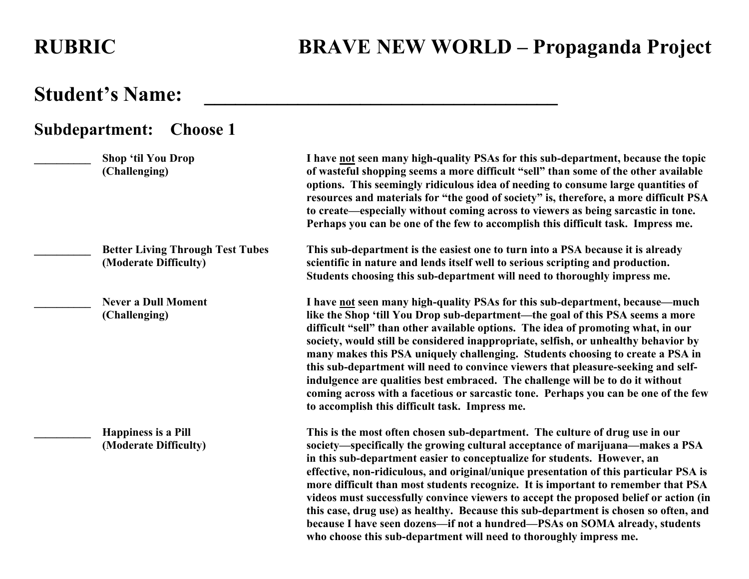# RUBRIC BRAVE NEW WORLD – Propaganda Project

## Student's Name: ___________________________________

### Subdepartment: Choose 1

| | Subdepartment | Description |
|---|---|---|
| __________ | **Shop 'til You Drop (Challenging)** | **I have <u>not</u> seen many high-quality PSAs for this sub-department, because the topic of wasteful shopping seems a more difficult "sell" than some of the other available options. This seemingly ridiculous idea of needing to consume large quantities of resources and materials for "the good of society" is, therefore, a more difficult PSA to create—especially without coming across to viewers as being sarcastic in tone. Perhaps you can be one of the few to accomplish this difficult task. Impress me.** |
| __________ | **Better Living Through Test Tubes (Moderate Difficulty)** | **This sub-department is the easiest one to turn into a PSA because it is already scientific in nature and lends itself well to serious scripting and production. Students choosing this sub-department will need to thoroughly impress me.** |
| __________ | **Never a Dull Moment (Challenging)** | **I have <u>not</u> seen many high-quality PSAs for this sub-department, because—much like the Shop 'till You Drop sub-department—the goal of this PSA seems a more difficult "sell" than other available options. The idea of promoting what, in our society, would still be considered inappropriate, selfish, or unhealthy behavior by many makes this PSA uniquely challenging. Students choosing to create a PSA in this sub-department will need to convince viewers that pleasure-seeking and self-indulgence are qualities best embraced. The challenge will be to do it without coming across with a facetious or sarcastic tone. Perhaps you can be one of the few to accomplish this difficult task. Impress me.** |
| __________ | **Happiness is a Pill (Moderate Difficulty)** | **This is the most often chosen sub-department. The culture of drug use in our society—specifically the growing cultural acceptance of marijuana—makes a PSA in this sub-department easier to conceptualize for students. However, an effective, non-ridiculous, and original/unique presentation of this particular PSA is more difficult than most students recognize. It is important to remember that PSA videos must successfully convince viewers to accept the proposed belief or action (in this case, drug use) as healthy. Because this sub-department is chosen so often, and because I have seen dozens—if not a hundred—PSAs on SOMA already, students who choose this sub-department will need to thoroughly impress me.** |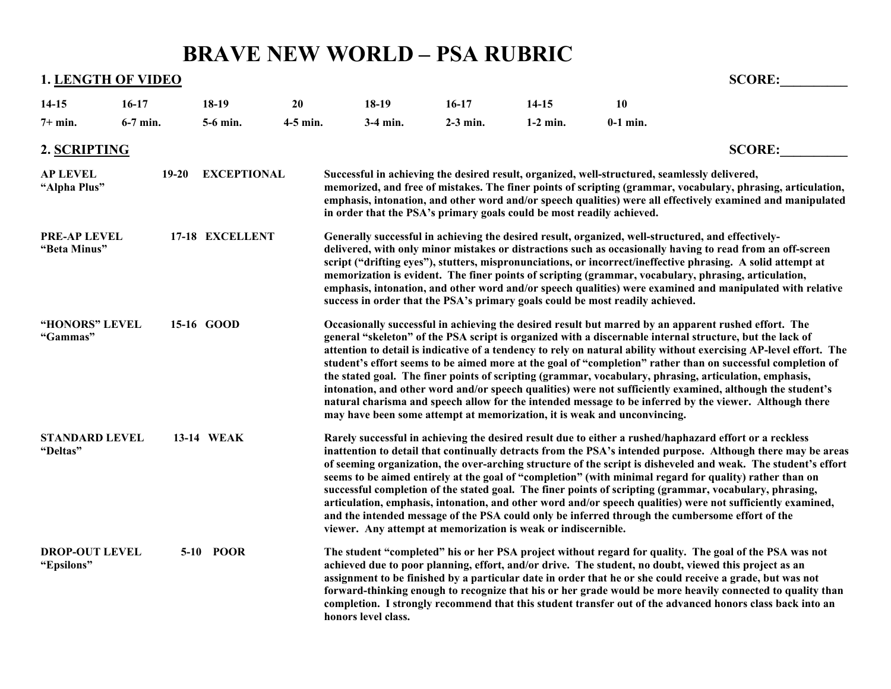# BRAVE NEW WORLD – PSA RUBRIC

## 1. LENGTH OF VIDEO

**SCORE:__________**

| 14-15 | 16-17 | 18-19 | 20 | 18-19 | 16-17 | 14-15 | 10 |
|---|---|---|---|---|---|---|---|
| 7+ min. | 6-7 min. | 5-6 min. | 4-5 min. | 3-4 min. | 2-3 min. | 1-2 min. | 0-1 min. |

## 2. SCRIPTING

**SCORE:__________**

| Level | Score | Description |
|---|---|---|
| **AP LEVEL "Alpha Plus"** | **19-20 EXCEPTIONAL** | Successful in achieving the desired result, organized, well-structured, seamlessly delivered, memorized, and free of mistakes. The finer points of scripting (grammar, vocabulary, phrasing, articulation, emphasis, intonation, and other word and/or speech qualities) were all effectively examined and manipulated in order that the PSA's primary goals could be most readily achieved. |
| **PRE-AP LEVEL "Beta Minus"** | **17-18 EXCELLENT** | Generally successful in achieving the desired result, organized, well-structured, and effectively-delivered, with only minor mistakes or distractions such as occasionally having to read from an off-screen script ("drifting eyes"), stutters, mispronunciations, or incorrect/ineffective phrasing. A solid attempt at memorization is evident. The finer points of scripting (grammar, vocabulary, phrasing, articulation, emphasis, intonation, and other word and/or speech qualities) were examined and manipulated with relative success in order that the PSA's primary goals could be most readily achieved. |
| **"HONORS" LEVEL "Gammas"** | **15-16 GOOD** | Occasionally successful in achieving the desired result but marred by an apparent rushed effort. The general "skeleton" of the PSA script is organized with a discernable internal structure, but the lack of attention to detail is indicative of a tendency to rely on natural ability without exercising AP-level effort. The student's effort seems to be aimed more at the goal of "completion" rather than on successful completion of the stated goal. The finer points of scripting (grammar, vocabulary, phrasing, articulation, emphasis, intonation, and other word and/or speech qualities) were not sufficiently examined, although the student's natural charisma and speech allow for the intended message to be inferred by the viewer. Although there may have been some attempt at memorization, it is weak and unconvincing. |
| **STANDARD LEVEL "Deltas"** | **13-14 WEAK** | Rarely successful in achieving the desired result due to either a rushed/haphazard effort or a reckless inattention to detail that continually detracts from the PSA's intended purpose. Although there may be areas of seeming organization, the over-arching structure of the script is disheveled and weak. The student's effort seems to be aimed entirely at the goal of "completion" (with minimal regard for quality) rather than on successful completion of the stated goal. The finer points of scripting (grammar, vocabulary, phrasing, articulation, emphasis, intonation, and other word and/or speech qualities) were not sufficiently examined, and the intended message of the PSA could only be inferred through the cumbersome effort of the viewer. Any attempt at memorization is weak or indiscernible. |
| **DROP-OUT LEVEL "Epsilons"** | **5-10 POOR** | The student "completed" his or her PSA project without regard for quality. The goal of the PSA was not achieved due to poor planning, effort, and/or drive. The student, no doubt, viewed this project as an assignment to be finished by a particular date in order that he or she could receive a grade, but was not forward-thinking enough to recognize that his or her grade would be more heavily connected to quality than completion. I strongly recommend that this student transfer out of the advanced honors class back into an honors level class. |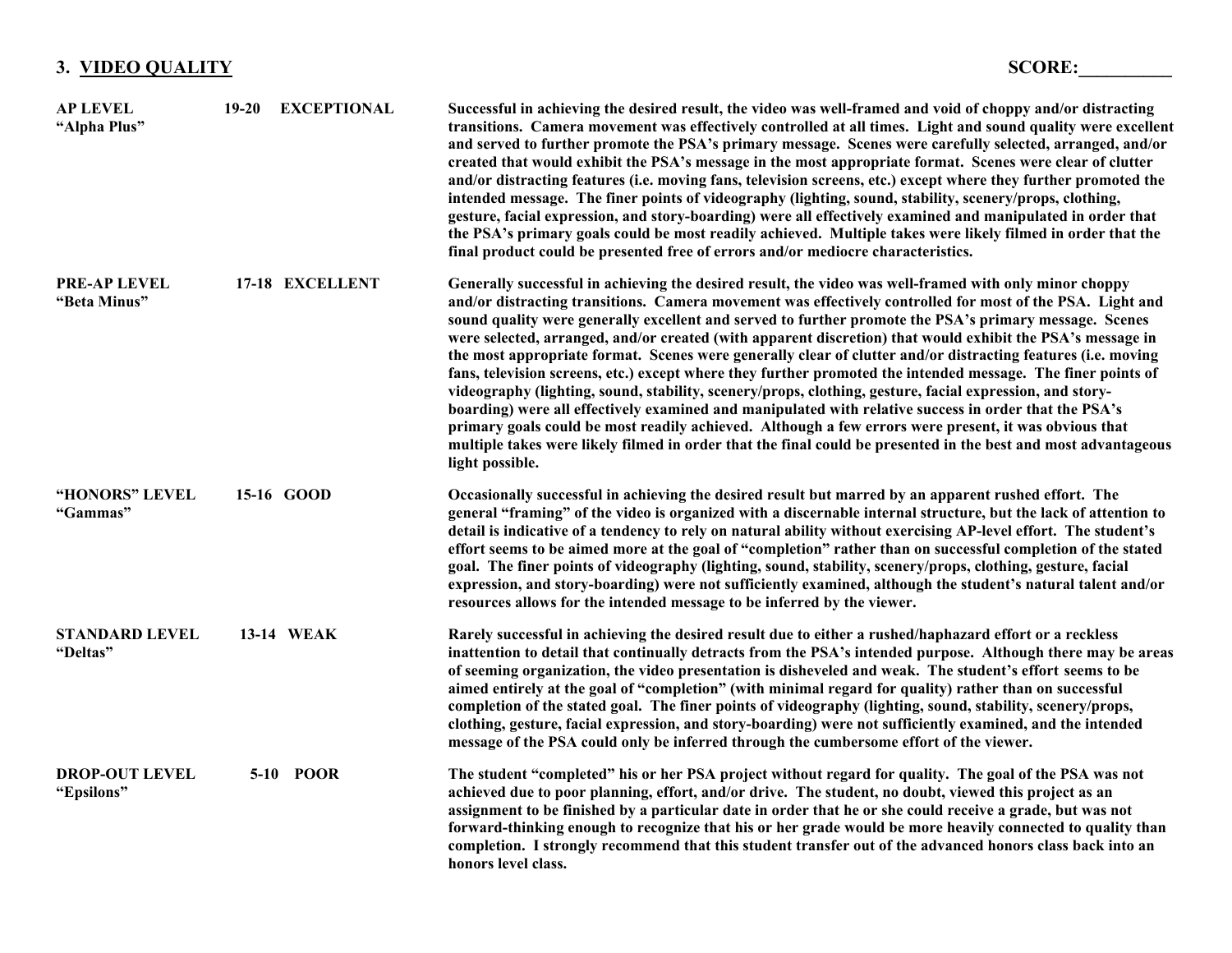## 3. VIDEO QUALITY

**SCORE:__________**

| Level | Score | Description |
|---|---|---|
| **AP LEVEL "Alpha Plus"** | **19-20 EXCEPTIONAL** | **Successful in achieving the desired result, the video was well-framed and void of choppy and/or distracting transitions. Camera movement was effectively controlled at all times. Light and sound quality were excellent and served to further promote the PSA's primary message. Scenes were carefully selected, arranged, and/or created that would exhibit the PSA's message in the most appropriate format. Scenes were clear of clutter and/or distracting features (i.e. moving fans, television screens, etc.) except where they further promoted the intended message. The finer points of videography (lighting, sound, stability, scenery/props, clothing, gesture, facial expression, and story-boarding) were all effectively examined and manipulated in order that the PSA's primary goals could be most readily achieved. Multiple takes were likely filmed in order that the final product could be presented free of errors and/or mediocre characteristics.** |
| **PRE-AP LEVEL "Beta Minus"** | **17-18 EXCELLENT** | **Generally successful in achieving the desired result, the video was well-framed with only minor choppy and/or distracting transitions. Camera movement was effectively controlled for most of the PSA. Light and sound quality were generally excellent and served to further promote the PSA's primary message. Scenes were selected, arranged, and/or created (with apparent discretion) that would exhibit the PSA's message in the most appropriate format. Scenes were generally clear of clutter and/or distracting features (i.e. moving fans, television screens, etc.) except where they further promoted the intended message. The finer points of videography (lighting, sound, stability, scenery/props, clothing, gesture, facial expression, and story-boarding) were all effectively examined and manipulated with relative success in order that the PSA's primary goals could be most readily achieved. Although a few errors were present, it was obvious that multiple takes were likely filmed in order that the final could be presented in the best and most advantageous light possible.** |
| **"HONORS" LEVEL "Gammas"** | **15-16 GOOD** | **Occasionally successful in achieving the desired result but marred by an apparent rushed effort. The general "framing" of the video is organized with a discernable internal structure, but the lack of attention to detail is indicative of a tendency to rely on natural ability without exercising AP-level effort. The student's effort seems to be aimed more at the goal of "completion" rather than on successful completion of the stated goal. The finer points of videography (lighting, sound, stability, scenery/props, clothing, gesture, facial expression, and story-boarding) were not sufficiently examined, although the student's natural talent and/or resources allows for the intended message to be inferred by the viewer.** |
| **STANDARD LEVEL "Deltas"** | **13-14 WEAK** | **Rarely successful in achieving the desired result due to either a rushed/haphazard effort or a reckless inattention to detail that continually detracts from the PSA's intended purpose. Although there may be areas of seeming organization, the video presentation is disheveled and weak. The student's effort seems to be aimed entirely at the goal of "completion" (with minimal regard for quality) rather than on successful completion of the stated goal. The finer points of videography (lighting, sound, stability, scenery/props, clothing, gesture, facial expression, and story-boarding) were not sufficiently examined, and the intended message of the PSA could only be inferred through the cumbersome effort of the viewer.** |
| **DROP-OUT LEVEL "Epsilons"** | **5-10 POOR** | **The student "completed" his or her PSA project without regard for quality. The goal of the PSA was not achieved due to poor planning, effort, and/or drive. The student, no doubt, viewed this project as an assignment to be finished by a particular date in order that he or she could receive a grade, but was not forward-thinking enough to recognize that his or her grade would be more heavily connected to quality than completion. I strongly recommend that this student transfer out of the advanced honors class back into an honors level class.** |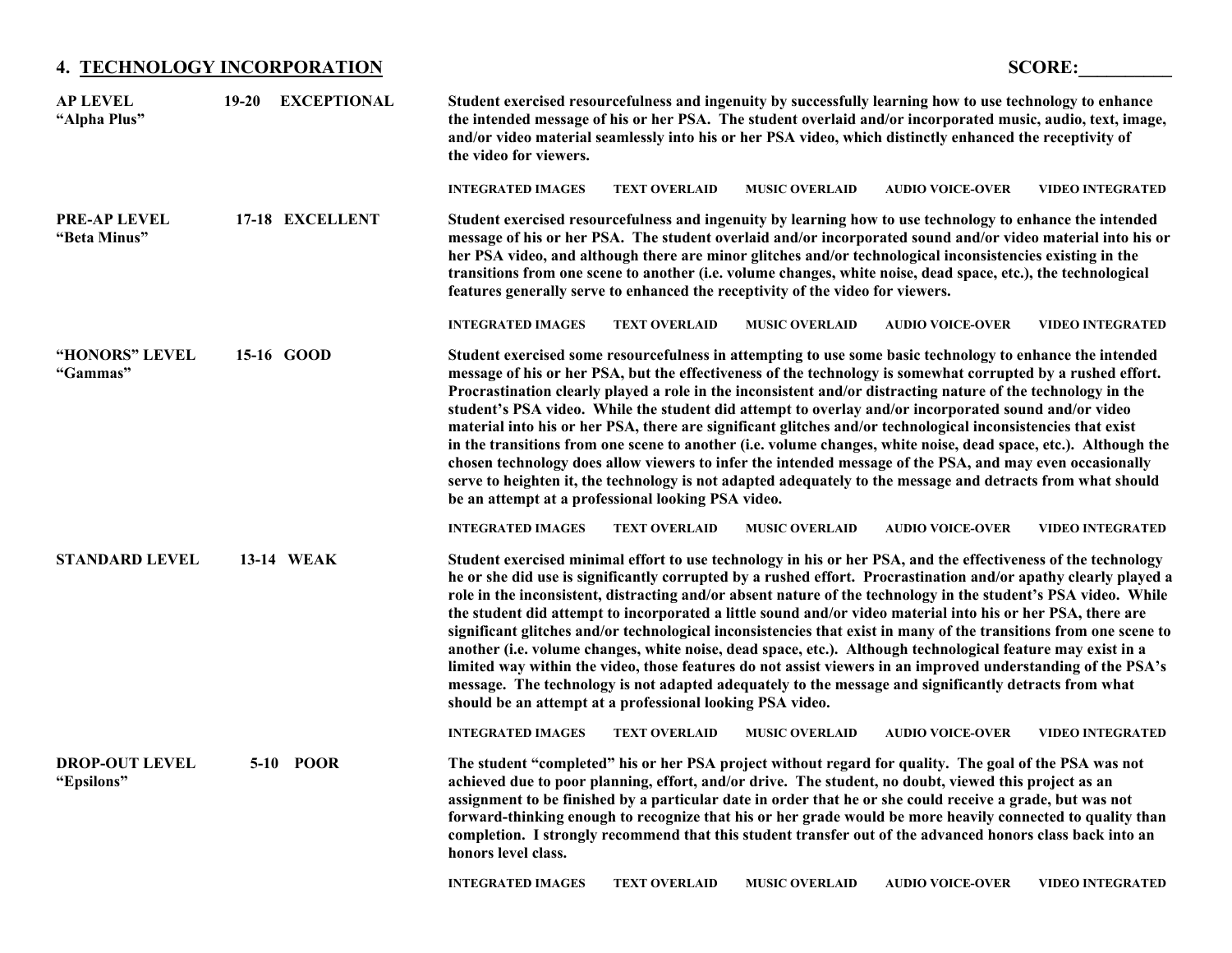## 4. TECHNOLOGY INCORPORATION

**SCORE:__________**

| Level | Score | Description |
| --- | --- | --- |
| **AP LEVEL** **"Alpha Plus"** | **19-20 EXCEPTIONAL** | **Student exercised resourcefulness and ingenuity by successfully learning how to use technology to enhance the intended message of his or her PSA. The student overlaid and/or incorporated music, audio, text, image, and/or video material seamlessly into his or her PSA video, which distinctly enhanced the receptivity of the video for viewers.** <br><br> INTEGRATED IMAGES TEXT OVERLAID MUSIC OVERLAID AUDIO VOICE-OVER VIDEO INTEGRATED |
| **PRE-AP LEVEL** **"Beta Minus"** | **17-18 EXCELLENT** | **Student exercised resourcefulness and ingenuity by learning how to use technology to enhance the intended message of his or her PSA. The student overlaid and/or incorporated sound and/or video material into his or her PSA video, and although there are minor glitches and/or technological inconsistencies existing in the transitions from one scene to another (i.e. volume changes, white noise, dead space, etc.), the technological features generally serve to enhanced the receptivity of the video for viewers.** <br><br> INTEGRATED IMAGES TEXT OVERLAID MUSIC OVERLAID AUDIO VOICE-OVER VIDEO INTEGRATED |
| **"HONORS" LEVEL** **"Gammas"** | **15-16 GOOD** | **Student exercised some resourcefulness in attempting to use some basic technology to enhance the intended message of his or her PSA, but the effectiveness of the technology is somewhat corrupted by a rushed effort. Procrastination clearly played a role in the inconsistent and/or distracting nature of the technology in the student's PSA video. While the student did attempt to overlay and/or incorporated sound and/or video material into his or her PSA, there are significant glitches and/or technological inconsistencies that exist in the transitions from one scene to another (i.e. volume changes, white noise, dead space, etc.). Although the chosen technology does allow viewers to infer the intended message of the PSA, and may even occasionally serve to heighten it, the technology is not adapted adequately to the message and detracts from what should be an attempt at a professional looking PSA video.** <br><br> INTEGRATED IMAGES TEXT OVERLAID MUSIC OVERLAID AUDIO VOICE-OVER VIDEO INTEGRATED |
| **STANDARD LEVEL** | **13-14 WEAK** | **Student exercised minimal effort to use technology in his or her PSA, and the effectiveness of the technology he or she did use is significantly corrupted by a rushed effort. Procrastination and/or apathy clearly played a role in the inconsistent, distracting and/or absent nature of the technology in the student's PSA video. While the student did attempt to incorporated a little sound and/or video material into his or her PSA, there are significant glitches and/or technological inconsistencies that exist in many of the transitions from one scene to another (i.e. volume changes, white noise, dead space, etc.). Although technological feature may exist in a limited way within the video, those features do not assist viewers in an improved understanding of the PSA's message. The technology is not adapted adequately to the message and significantly detracts from what should be an attempt at a professional looking PSA video.** <br><br> INTEGRATED IMAGES TEXT OVERLAID MUSIC OVERLAID AUDIO VOICE-OVER VIDEO INTEGRATED |
| **DROP-OUT LEVEL** **"Epsilons"** | **5-10 POOR** | **The student "completed" his or her PSA project without regard for quality. The goal of the PSA was not achieved due to poor planning, effort, and/or drive. The student, no doubt, viewed this project as an assignment to be finished by a particular date in order that he or she could receive a grade, but was not forward-thinking enough to recognize that his or her grade would be more heavily connected to quality than completion. I strongly recommend that this student transfer out of the advanced honors class back into an honors level class.** <br><br> INTEGRATED IMAGES TEXT OVERLAID MUSIC OVERLAID AUDIO VOICE-OVER VIDEO INTEGRATED |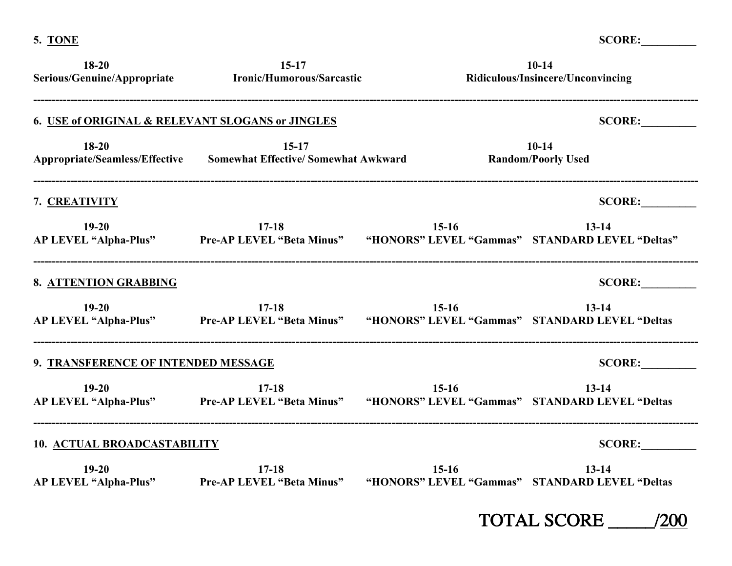**5. <u>TONE</u>** **SCORE:\_\_\_\_\_\_\_\_\_\_**

| 18-20 | 15-17 | 10-14 |
|---|---|---|
| Serious/Genuine/Appropriate | Ironic/Humorous/Sarcastic | Ridiculous/Insincere/Unconvincing |

---

**6. <u>USE of ORIGINAL & RELEVANT SLOGANS or JINGLES</u>** **SCORE:\_\_\_\_\_\_\_\_\_\_**

| 18-20 | 15-17 | 10-14 |
|---|---|---|
| Appropriate/Seamless/Effective | Somewhat Effective/ Somewhat Awkward | Random/Poorly Used |

---

**7. <u>CREATIVITY</u>** **SCORE:\_\_\_\_\_\_\_\_\_\_**

| 19-20 | 17-18 | 15-16 | 13-14 |
|---|---|---|---|
| AP LEVEL "Alpha-Plus" | Pre-AP LEVEL "Beta Minus" | "HONORS" LEVEL "Gammas" | STANDARD LEVEL "Deltas" |

---

**8. <u>ATTENTION GRABBING</u>** **SCORE:\_\_\_\_\_\_\_\_\_\_**

| 19-20 | 17-18 | 15-16 | 13-14 |
|---|---|---|---|
| AP LEVEL "Alpha-Plus" | Pre-AP LEVEL "Beta Minus" | "HONORS" LEVEL "Gammas" | STANDARD LEVEL "Deltas |

---

**9. <u>TRANSFERENCE OF INTENDED MESSAGE</u>** **SCORE:\_\_\_\_\_\_\_\_\_\_**

| 19-20 | 17-18 | 15-16 | 13-14 |
|---|---|---|---|
| AP LEVEL "Alpha-Plus" | Pre-AP LEVEL "Beta Minus" | "HONORS" LEVEL "Gammas" | STANDARD LEVEL "Deltas |

---

**10. <u>ACTUAL BROADCASTABILITY</u>** **SCORE:\_\_\_\_\_\_\_\_\_\_**

| 19-20 | 17-18 | 15-16 | 13-14 |
|---|---|---|---|
| AP LEVEL "Alpha-Plus" | Pre-AP LEVEL "Beta Minus" | "HONORS" LEVEL "Gammas" | STANDARD LEVEL "Deltas |

TOTAL SCORE \_\_\_\_\_/<u>200</u>